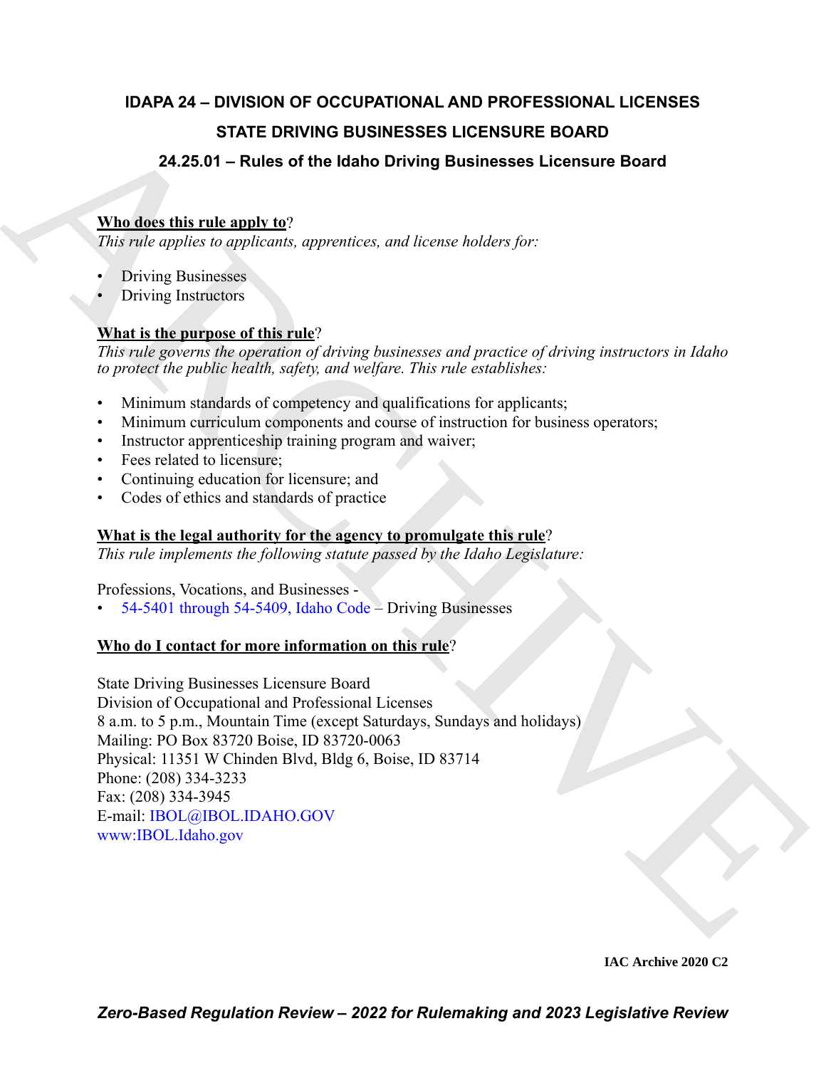# IDAPA 24 – DIVISION OF OCCUPATIONAL AND PROFESSIONAL LICENSES

## STATE DRIVING BUSINESSES LICENSURE BOARD

## 24.25.01 – Rules of the Idaho Driving Businesses Licensure Board

**Who does this rule apply to**?

*This rule applies to applicants, apprentices, and license holders for:*

- Driving Businesses
- Driving Instructors

**What is the purpose of this rule**?

*This rule governs the operation of driving businesses and practice of driving instructors in Idaho to protect the public health, safety, and welfare. This rule establishes:*

- Minimum standards of competency and qualifications for applicants;
- Minimum curriculum components and course of instruction for business operators;
- Instructor apprenticeship training program and waiver;
- Fees related to licensure;
- Continuing education for licensure; and
- Codes of ethics and standards of practice

**What is the legal authority for the agency to promulgate this rule**?

*This rule implements the following statute passed by the Idaho Legislature:*

Professions, Vocations, and Businesses -

- 54-5401 through 54-5409, Idaho Code – Driving Businesses

**Who do I contact for more information on this rule**?

State Driving Businesses Licensure Board
Division of Occupational and Professional Licenses
8 a.m. to 5 p.m., Mountain Time (except Saturdays, Sundays and holidays)
Mailing: PO Box 83720 Boise, ID 83720-0063
Physical: 11351 W Chinden Blvd, Bldg 6, Boise, ID 83714
Phone: (208) 334-3233
Fax: (208) 334-3945
E-mail: IBOL@IBOL.IDAHO.GOV
www:IBOL.Idaho.gov

IAC Archive 2020 C2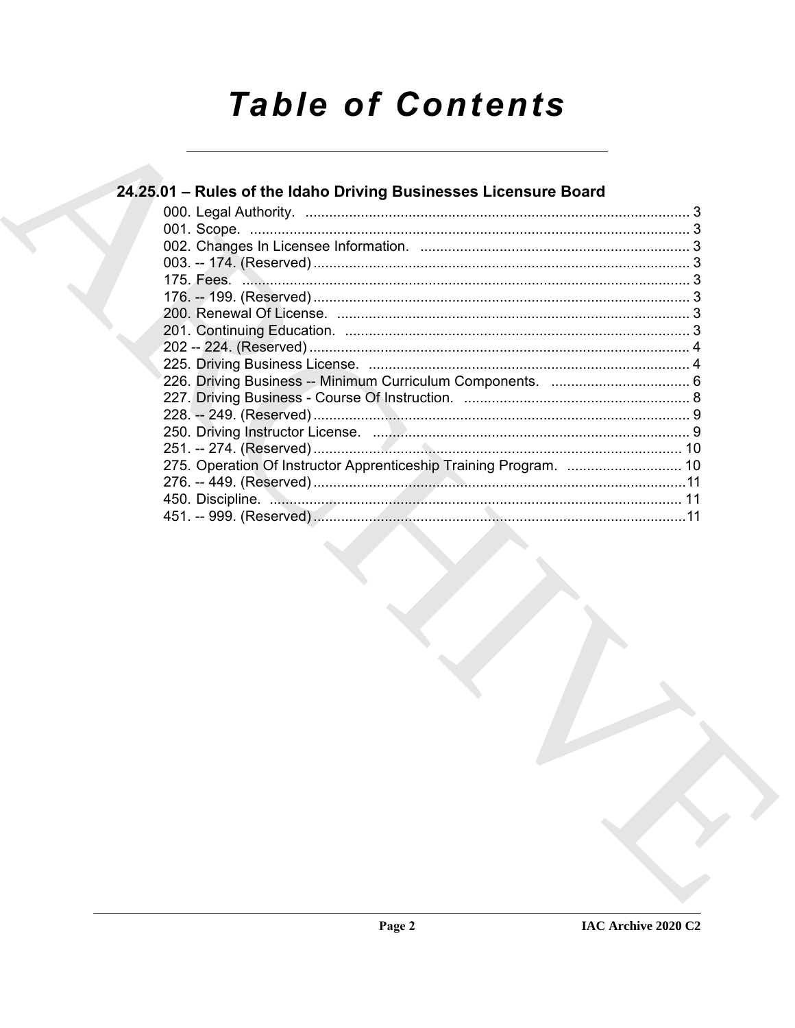# Table of Contents

## 24.25.01 – Rules of the Idaho Driving Businesses Licensure Board

000. Legal Authority. ........................................................................................ 3
001. Scope. ........................................................................................................ 3
002. Changes In Licensee Information. ............................................................ 3
003. -- 174. (Reserved) ..................................................................................... 3
175. Fees. .......................................................................................................... 3
176. -- 199. (Reserved) ..................................................................................... 3
200. Renewal Of License. .................................................................................. 3
201. Continuing Education. ............................................................................... 3
202 -- 224. (Reserved) ...................................................................................... 4
225. Driving Business License. ......................................................................... 4
226. Driving Business -- Minimum Curriculum Components. ........................... 6
227. Driving Business - Course Of Instruction. ................................................. 8
228. -- 249. (Reserved) ..................................................................................... 9
250. Driving Instructor License. ........................................................................ 9
251. -- 274. (Reserved) ..................................................................................... 10
275. Operation Of Instructor Apprenticeship Training Program. ....................... 10
276. -- 449. (Reserved) ..................................................................................... 11
450. Discipline. .................................................................................................. 11
451. -- 999. (Reserved) ..................................................................................... 11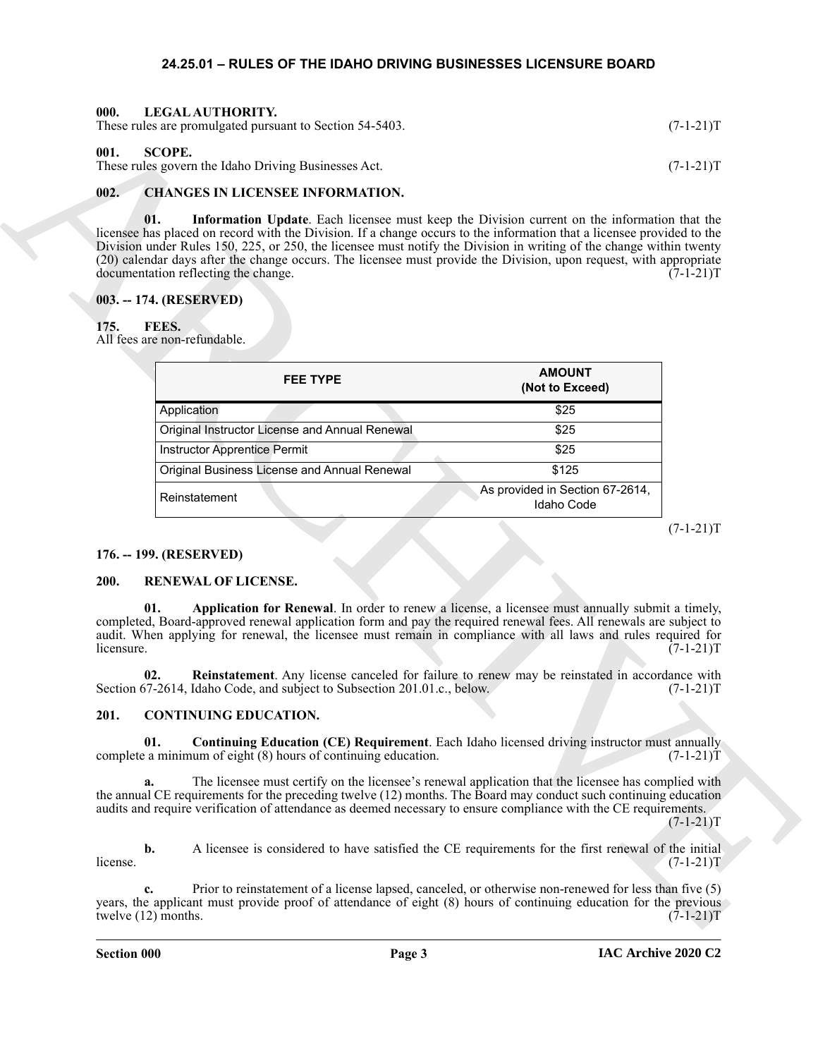## 24.25.01 – RULES OF THE IDAHO DRIVING BUSINESSES LICENSURE BOARD

### 000. LEGAL AUTHORITY.

These rules are promulgated pursuant to Section 54-5403. (7-1-21)T

### 001. SCOPE.

These rules govern the Idaho Driving Businesses Act. (7-1-21)T

### 002. CHANGES IN LICENSEE INFORMATION.

**01. Information Update**. Each licensee must keep the Division current on the information that the licensee has placed on record with the Division. If a change occurs to the information that a licensee provided to the Division under Rules 150, 225, or 250, the licensee must notify the Division in writing of the change within twenty (20) calendar days after the change occurs. The licensee must provide the Division, upon request, with appropriate documentation reflecting the change. (7-1-21)T

### 003. -- 174. (RESERVED)

### 175. FEES.

All fees are non-refundable.

| FEE TYPE | AMOUNT (Not to Exceed) |
|---|---|
| Application | $25 |
| Original Instructor License and Annual Renewal | $25 |
| Instructor Apprentice Permit | $25 |
| Original Business License and Annual Renewal | $125 |
| Reinstatement | As provided in Section 67-2614, Idaho Code |

(7-1-21)T

### 176. -- 199. (RESERVED)

### 200. RENEWAL OF LICENSE.

**01. Application for Renewal**. In order to renew a license, a licensee must annually submit a timely, completed, Board-approved renewal application form and pay the required renewal fees. All renewals are subject to audit. When applying for renewal, the licensee must remain in compliance with all laws and rules required for licensure. (7-1-21)T

**02. Reinstatement**. Any license canceled for failure to renew may be reinstated in accordance with Section 67-2614, Idaho Code, and subject to Subsection 201.01.c., below. (7-1-21)T

### 201. CONTINUING EDUCATION.

**01. Continuing Education (CE) Requirement**. Each Idaho licensed driving instructor must annually complete a minimum of eight (8) hours of continuing education. (7-1-21)T

**a.** The licensee must certify on the licensee's renewal application that the licensee has complied with the annual CE requirements for the preceding twelve (12) months. The Board may conduct such continuing education audits and require verification of attendance as deemed necessary to ensure compliance with the CE requirements. (7-1-21)T

**b.** A licensee is considered to have satisfied the CE requirements for the first renewal of the initial license. (7-1-21)T

**c.** Prior to reinstatement of a license lapsed, canceled, or otherwise non-renewed for less than five (5) years, the applicant must provide proof of attendance of eight (8) hours of continuing education for the previous twelve (12) months. (7-1-21)T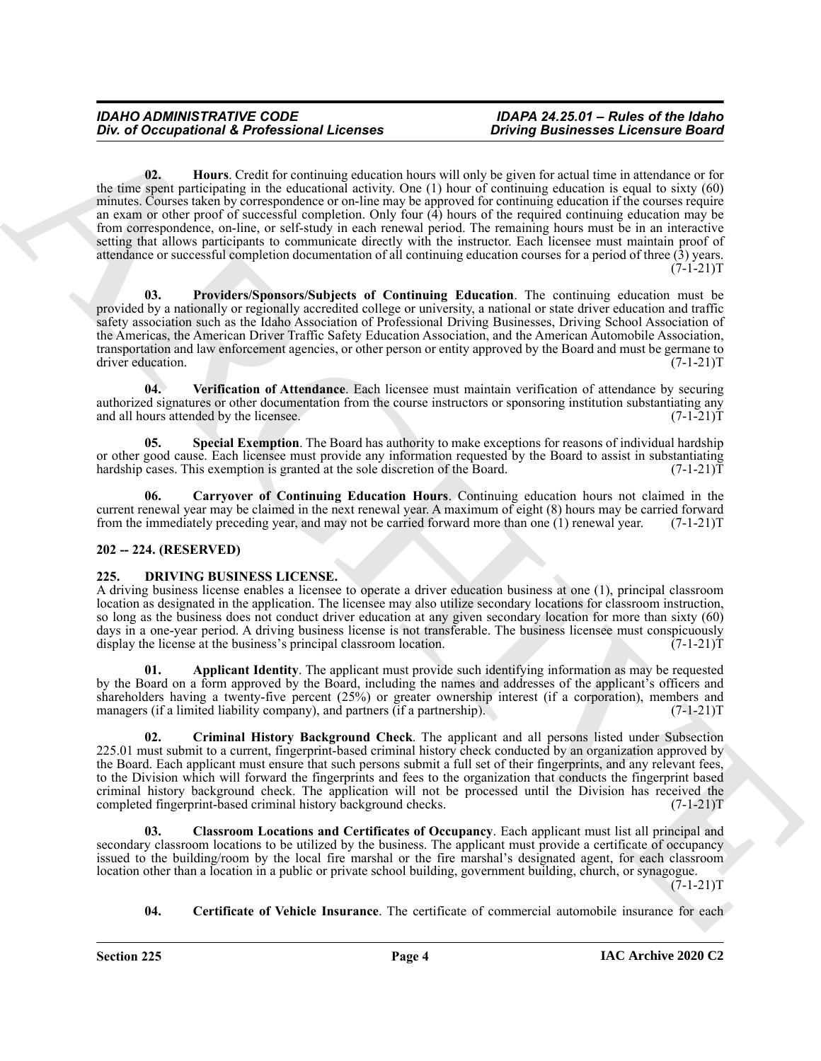**02. Hours**. Credit for continuing education hours will only be given for actual time in attendance or for the time spent participating in the educational activity. One (1) hour of continuing education is equal to sixty (60) minutes. Courses taken by correspondence or on-line may be approved for continuing education if the courses require an exam or other proof of successful completion. Only four (4) hours of the required continuing education may be from correspondence, on-line, or self-study in each renewal period. The remaining hours must be in an interactive setting that allows participants to communicate directly with the instructor. Each licensee must maintain proof of attendance or successful completion documentation of all continuing education courses for a period of three (3) years. (7-1-21)T

**03. Providers/Sponsors/Subjects of Continuing Education**. The continuing education must be provided by a nationally or regionally accredited college or university, a national or state driver education and traffic safety association such as the Idaho Association of Professional Driving Businesses, Driving School Association of the Americas, the American Driver Traffic Safety Education Association, and the American Automobile Association, transportation and law enforcement agencies, or other person or entity approved by the Board and must be germane to driver education. (7-1-21)T

**04. Verification of Attendance**. Each licensee must maintain verification of attendance by securing authorized signatures or other documentation from the course instructors or sponsoring institution substantiating any and all hours attended by the licensee. (7-1-21)T

**05. Special Exemption**. The Board has authority to make exceptions for reasons of individual hardship or other good cause. Each licensee must provide any information requested by the Board to assist in substantiating hardship cases. This exemption is granted at the sole discretion of the Board. (7-1-21)T

**06. Carryover of Continuing Education Hours**. Continuing education hours not claimed in the current renewal year may be claimed in the next renewal year. A maximum of eight (8) hours may be carried forward from the immediately preceding year, and may not be carried forward more than one (1) renewal year. (7-1-21)T

### 202 -- 224. (RESERVED)

### 225. DRIVING BUSINESS LICENSE.

A driving business license enables a licensee to operate a driver education business at one (1), principal classroom location as designated in the application. The licensee may also utilize secondary locations for classroom instruction, so long as the business does not conduct driver education at any given secondary location for more than sixty (60) days in a one-year period. A driving business license is not transferable. The business licensee must conspicuously display the license at the business's principal classroom location. (7-1-21)T

**01. Applicant Identity**. The applicant must provide such identifying information as may be requested by the Board on a form approved by the Board, including the names and addresses of the applicant's officers and shareholders having a twenty-five percent (25%) or greater ownership interest (if a corporation), members and managers (if a limited liability company), and partners (if a partnership). (7-1-21)T

**02. Criminal History Background Check**. The applicant and all persons listed under Subsection 225.01 must submit to a current, fingerprint-based criminal history check conducted by an organization approved by the Board. Each applicant must ensure that such persons submit a full set of their fingerprints, and any relevant fees, to the Division which will forward the fingerprints and fees to the organization that conducts the fingerprint based criminal history background check. The application will not be processed until the Division has received the completed fingerprint-based criminal history background checks. (7-1-21)T

**03. Classroom Locations and Certificates of Occupancy**. Each applicant must list all principal and secondary classroom locations to be utilized by the business. The applicant must provide a certificate of occupancy issued to the building/room by the local fire marshal or the fire marshal's designated agent, for each classroom location other than a location in a public or private school building, government building, church, or synagogue. (7-1-21)T

**04. Certificate of Vehicle Insurance**. The certificate of commercial automobile insurance for each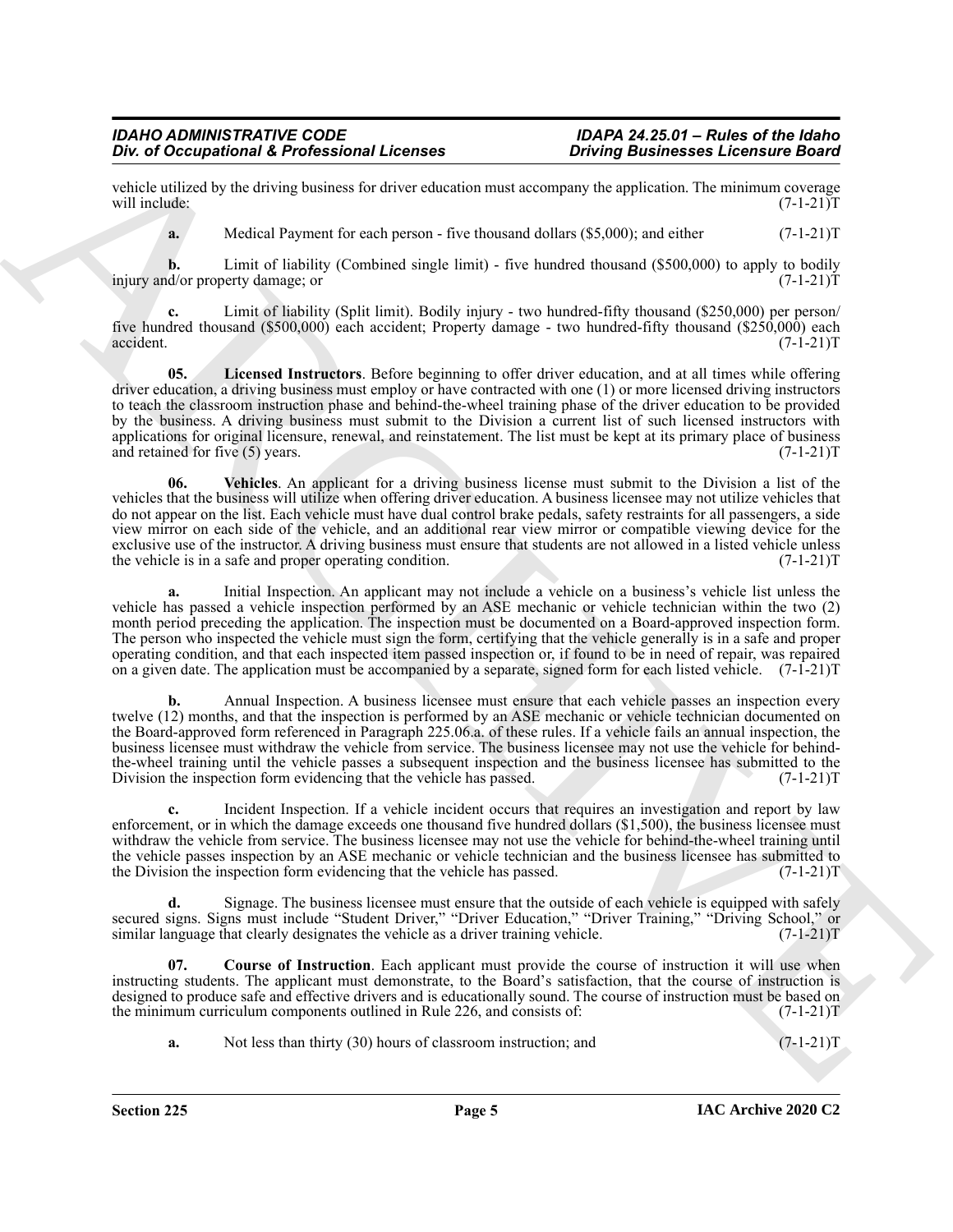vehicle utilized by the driving business for driver education must accompany the application. The minimum coverage will include: (7-1-21)T

**a.** Medical Payment for each person - five thousand dollars ($5,000); and either (7-1-21)T

**b.** Limit of liability (Combined single limit) - five hundred thousand ($500,000) to apply to bodily injury and/or property damage; or (7-1-21)T

**c.** Limit of liability (Split limit). Bodily injury - two hundred-fifty thousand ($250,000) per person/ five hundred thousand ($500,000) each accident; Property damage - two hundred-fifty thousand ($250,000) each accident. (7-1-21)T

**05. Licensed Instructors**. Before beginning to offer driver education, and at all times while offering driver education, a driving business must employ or have contracted with one (1) or more licensed driving instructors to teach the classroom instruction phase and behind-the-wheel training phase of the driver education to be provided by the business. A driving business must submit to the Division a current list of such licensed instructors with applications for original licensure, renewal, and reinstatement. The list must be kept at its primary place of business and retained for five (5) years. (7-1-21)T

**06. Vehicles**. An applicant for a driving business license must submit to the Division a list of the vehicles that the business will utilize when offering driver education. A business licensee may not utilize vehicles that do not appear on the list. Each vehicle must have dual control brake pedals, safety restraints for all passengers, a side view mirror on each side of the vehicle, and an additional rear view mirror or compatible viewing device for the exclusive use of the instructor. A driving business must ensure that students are not allowed in a listed vehicle unless the vehicle is in a safe and proper operating condition. (7-1-21)T

**a.** Initial Inspection. An applicant may not include a vehicle on a business's vehicle list unless the vehicle has passed a vehicle inspection performed by an ASE mechanic or vehicle technician within the two (2) month period preceding the application. The inspection must be documented on a Board-approved inspection form. The person who inspected the vehicle must sign the form, certifying that the vehicle generally is in a safe and proper operating condition, and that each inspected item passed inspection or, if found to be in need of repair, was repaired on a given date. The application must be accompanied by a separate, signed form for each listed vehicle. (7-1-21)T

**b.** Annual Inspection. A business licensee must ensure that each vehicle passes an inspection every twelve (12) months, and that the inspection is performed by an ASE mechanic or vehicle technician documented on the Board-approved form referenced in Paragraph 225.06.a. of these rules. If a vehicle fails an annual inspection, the business licensee must withdraw the vehicle from service. The business licensee may not use the vehicle for behind-the-wheel training until the vehicle passes a subsequent inspection and the business licensee has submitted to the Division the inspection form evidencing that the vehicle has passed. (7-1-21)T

**c.** Incident Inspection. If a vehicle incident occurs that requires an investigation and report by law enforcement, or in which the damage exceeds one thousand five hundred dollars ($1,500), the business licensee must withdraw the vehicle from service. The business licensee may not use the vehicle for behind-the-wheel training until the vehicle passes inspection by an ASE mechanic or vehicle technician and the business licensee has submitted to the Division the inspection form evidencing that the vehicle has passed. (7-1-21)T

**d.** Signage. The business licensee must ensure that the outside of each vehicle is equipped with safely secured signs. Signs must include "Student Driver," "Driver Education," "Driver Training," "Driving School," or similar language that clearly designates the vehicle as a driver training vehicle. (7-1-21)T

**07. Course of Instruction**. Each applicant must provide the course of instruction it will use when instructing students. The applicant must demonstrate, to the Board's satisfaction, that the course of instruction is designed to produce safe and effective drivers and is educationally sound. The course of instruction must be based on the minimum curriculum components outlined in Rule 226, and consists of: (7-1-21)T

**a.** Not less than thirty (30) hours of classroom instruction; and (7-1-21)T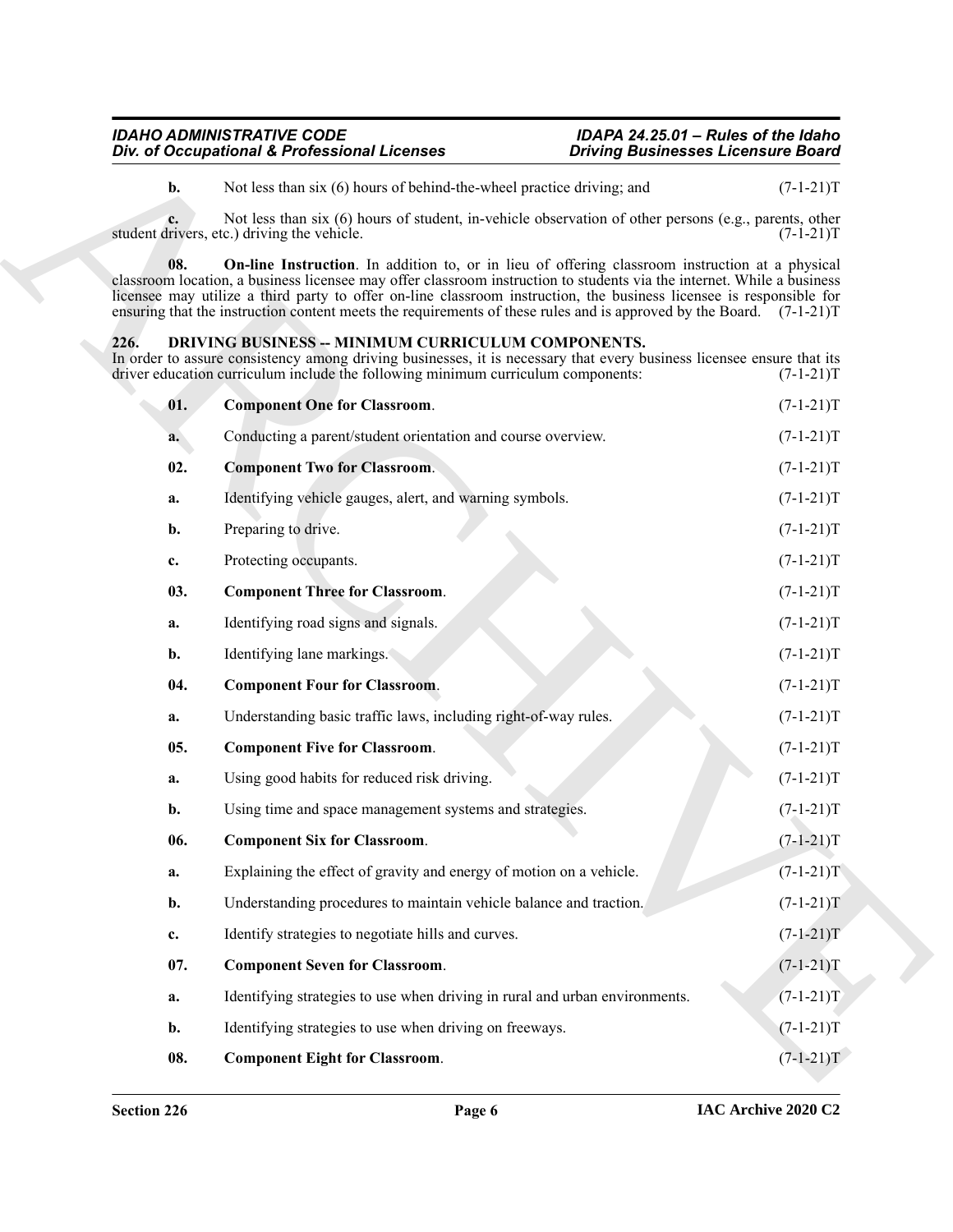**b.** Not less than six (6) hours of behind-the-wheel practice driving; and (7-1-21)T

**c.** Not less than six (6) hours of student, in-vehicle observation of other persons (e.g., parents, other student drivers, etc.) driving the vehicle. (7-1-21)T

**08. On-line Instruction**. In addition to, or in lieu of offering classroom instruction at a physical classroom location, a business licensee may offer classroom instruction to students via the internet. While a business licensee may utilize a third party to offer on-line classroom instruction, the business licensee is responsible for ensuring that the instruction content meets the requirements of these rules and is approved by the Board. (7-1-21)T

## 226. DRIVING BUSINESS -- MINIMUM CURRICULUM COMPONENTS.

In order to assure consistency among driving businesses, it is necessary that every business licensee ensure that its driver education curriculum include the following minimum curriculum components: (7-1-21)T

**01. Component One for Classroom**. (7-1-21)T

**a.** Conducting a parent/student orientation and course overview. (7-1-21)T

**02. Component Two for Classroom**. (7-1-21)T

**a.** Identifying vehicle gauges, alert, and warning symbols. (7-1-21)T

**b.** Preparing to drive. (7-1-21)T

**c.** Protecting occupants. (7-1-21)T

**03. Component Three for Classroom**. (7-1-21)T

**a.** Identifying road signs and signals. (7-1-21)T

**b.** Identifying lane markings. (7-1-21)T

**04. Component Four for Classroom**. (7-1-21)T

**a.** Understanding basic traffic laws, including right-of-way rules. (7-1-21)T

**05. Component Five for Classroom**. (7-1-21)T

**a.** Using good habits for reduced risk driving. (7-1-21)T

**b.** Using time and space management systems and strategies. (7-1-21)T

**06. Component Six for Classroom**. (7-1-21)T

**a.** Explaining the effect of gravity and energy of motion on a vehicle. (7-1-21)T

**b.** Understanding procedures to maintain vehicle balance and traction. (7-1-21)T

**c.** Identify strategies to negotiate hills and curves. (7-1-21)T

**07. Component Seven for Classroom**. (7-1-21)T

**a.** Identifying strategies to use when driving in rural and urban environments. (7-1-21)T

**b.** Identifying strategies to use when driving on freeways. (7-1-21)T

**08. Component Eight for Classroom**. (7-1-21)T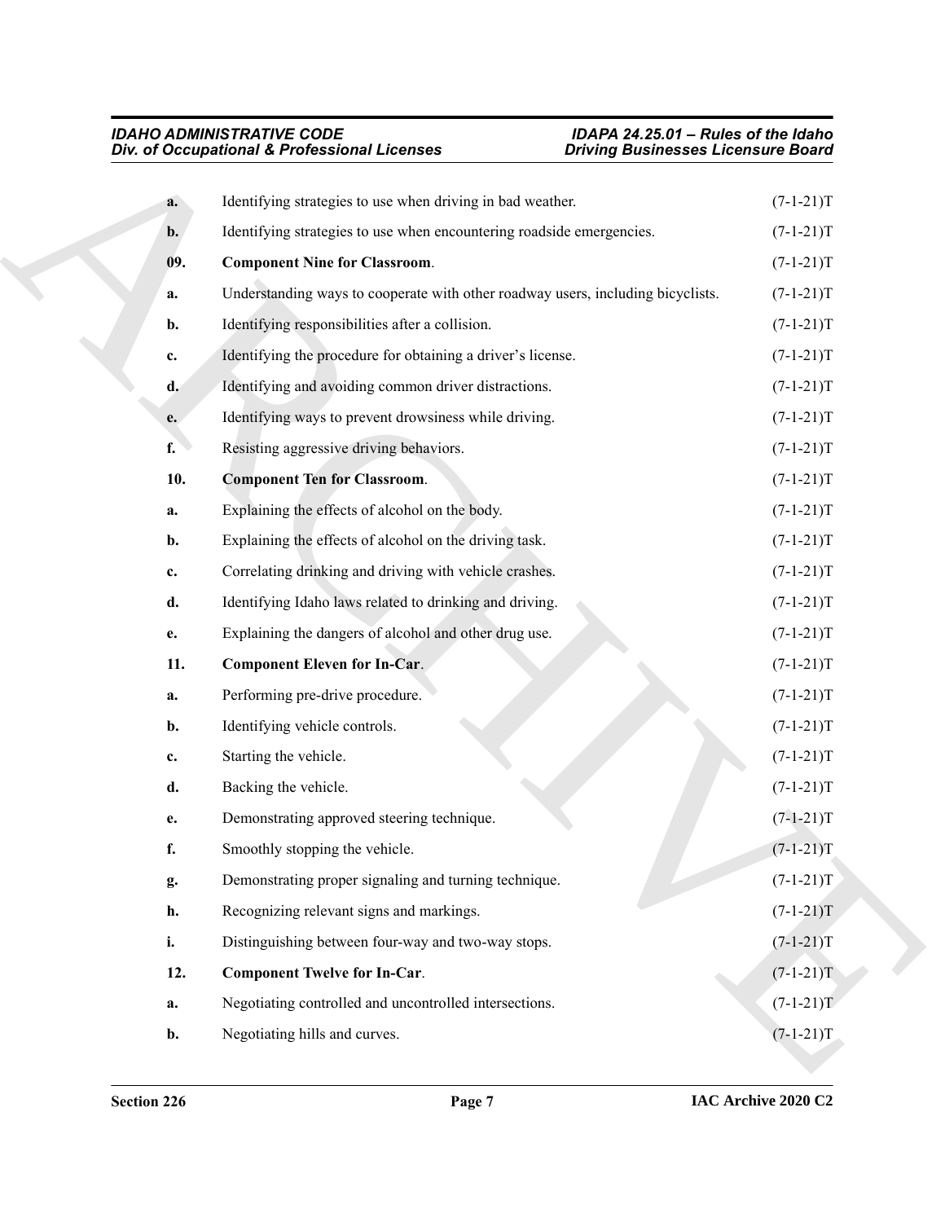**a.** Identifying strategies to use when driving in bad weather. (7-1-21)T

**b.** Identifying strategies to use when encountering roadside emergencies. (7-1-21)T

**09. Component Nine for Classroom**. (7-1-21)T

**a.** Understanding ways to cooperate with other roadway users, including bicyclists. (7-1-21)T

**b.** Identifying responsibilities after a collision. (7-1-21)T

**c.** Identifying the procedure for obtaining a driver's license. (7-1-21)T

**d.** Identifying and avoiding common driver distractions. (7-1-21)T

**e.** Identifying ways to prevent drowsiness while driving. (7-1-21)T

**f.** Resisting aggressive driving behaviors. (7-1-21)T

**10. Component Ten for Classroom**. (7-1-21)T

**a.** Explaining the effects of alcohol on the body. (7-1-21)T

**b.** Explaining the effects of alcohol on the driving task. (7-1-21)T

**c.** Correlating drinking and driving with vehicle crashes. (7-1-21)T

**d.** Identifying Idaho laws related to drinking and driving. (7-1-21)T

**e.** Explaining the dangers of alcohol and other drug use. (7-1-21)T

**11. Component Eleven for In-Car**. (7-1-21)T

**a.** Performing pre-drive procedure. (7-1-21)T

**b.** Identifying vehicle controls. (7-1-21)T

**c.** Starting the vehicle. (7-1-21)T

**d.** Backing the vehicle. (7-1-21)T

**e.** Demonstrating approved steering technique. (7-1-21)T

**f.** Smoothly stopping the vehicle. (7-1-21)T

**g.** Demonstrating proper signaling and turning technique. (7-1-21)T

**h.** Recognizing relevant signs and markings. (7-1-21)T

**i.** Distinguishing between four-way and two-way stops. (7-1-21)T

**12. Component Twelve for In-Car**. (7-1-21)T

**a.** Negotiating controlled and uncontrolled intersections. (7-1-21)T

**b.** Negotiating hills and curves. (7-1-21)T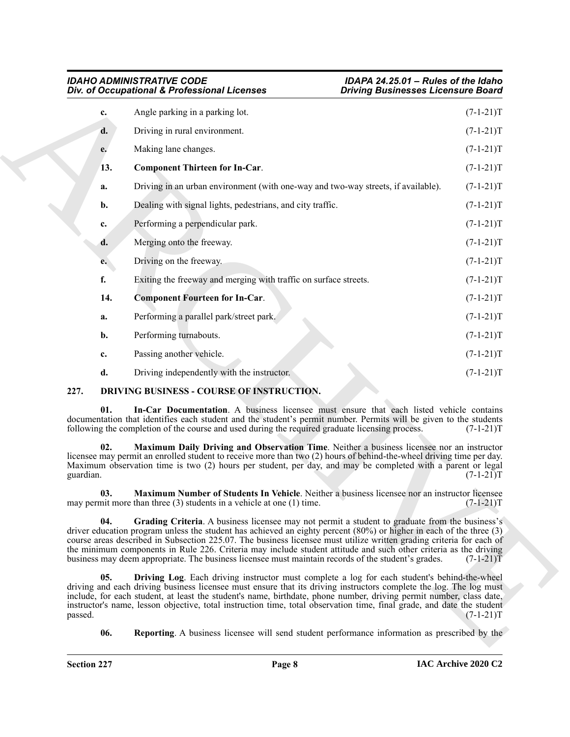c. Angle parking in a parking lot. (7-1-21)T

d. Driving in rural environment. (7-1-21)T

e. Making lane changes. (7-1-21)T

**13. Component Thirteen for In-Car**. (7-1-21)T

a. Driving in an urban environment (with one-way and two-way streets, if available). (7-1-21)T

b. Dealing with signal lights, pedestrians, and city traffic. (7-1-21)T

c. Performing a perpendicular park. (7-1-21)T

d. Merging onto the freeway. (7-1-21)T

e. Driving on the freeway. (7-1-21)T

f. Exiting the freeway and merging with traffic on surface streets. (7-1-21)T

**14. Component Fourteen for In-Car**. (7-1-21)T

a. Performing a parallel park/street park. (7-1-21)T

b. Performing turnabouts. (7-1-21)T

c. Passing another vehicle. (7-1-21)T

d. Driving independently with the instructor. (7-1-21)T

## 227. DRIVING BUSINESS - COURSE OF INSTRUCTION.

**01. In-Car Documentation**. A business licensee must ensure that each listed vehicle contains documentation that identifies each student and the student's permit number. Permits will be given to the students following the completion of the course and used during the required graduate licensing process. (7-1-21)T

**02. Maximum Daily Driving and Observation Time**. Neither a business licensee nor an instructor licensee may permit an enrolled student to receive more than two (2) hours of behind-the-wheel driving time per day. Maximum observation time is two (2) hours per student, per day, and may be completed with a parent or legal guardian. (7-1-21)T

**03. Maximum Number of Students In Vehicle**. Neither a business licensee nor an instructor licensee may permit more than three (3) students in a vehicle at one (1) time. (7-1-21)T

**04. Grading Criteria**. A business licensee may not permit a student to graduate from the business's driver education program unless the student has achieved an eighty percent (80%) or higher in each of the three (3) course areas described in Subsection 225.07. The business licensee must utilize written grading criteria for each of the minimum components in Rule 226. Criteria may include student attitude and such other criteria as the driving business may deem appropriate. The business licensee must maintain records of the student's grades. (7-1-21)T

**05. Driving Log**. Each driving instructor must complete a log for each student's behind-the-wheel driving and each driving business licensee must ensure that its driving instructors complete the log. The log must include, for each student, at least the student's name, birthdate, phone number, driving permit number, class date, instructor's name, lesson objective, total instruction time, total observation time, final grade, and date the student passed. (7-1-21)T

**06. Reporting**. A business licensee will send student performance information as prescribed by the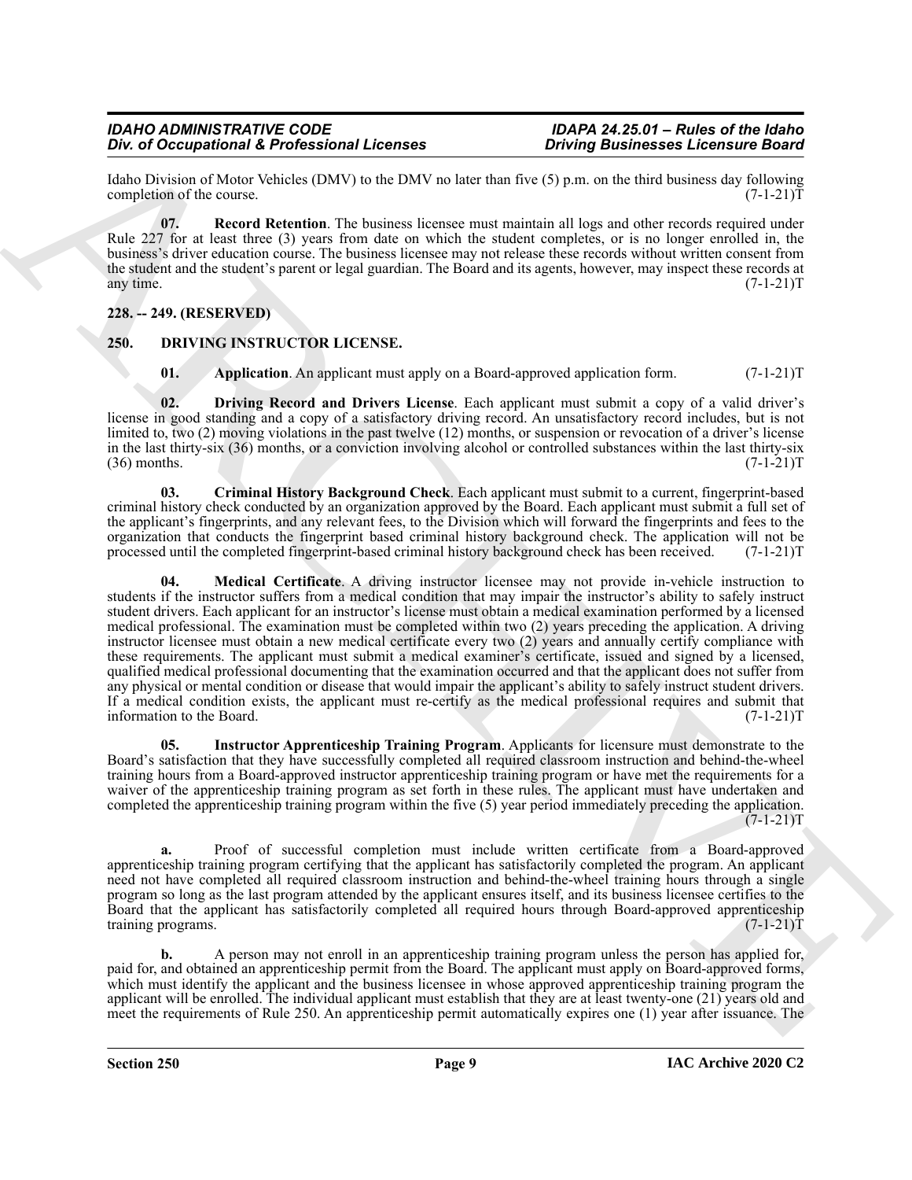Idaho Division of Motor Vehicles (DMV) to the DMV no later than five (5) p.m. on the third business day following completion of the course. (7-1-21)T

**07. Record Retention**. The business licensee must maintain all logs and other records required under Rule 227 for at least three (3) years from date on which the student completes, or is no longer enrolled in, the business's driver education course. The business licensee may not release these records without written consent from the student and the student's parent or legal guardian. The Board and its agents, however, may inspect these records at any time. (7-1-21)T

**228. -- 249. (RESERVED)**

## 250. DRIVING INSTRUCTOR LICENSE.

**01. Application**. An applicant must apply on a Board-approved application form. (7-1-21)T

**02. Driving Record and Drivers License**. Each applicant must submit a copy of a valid driver's license in good standing and a copy of a satisfactory driving record. An unsatisfactory record includes, but is not limited to, two (2) moving violations in the past twelve (12) months, or suspension or revocation of a driver's license in the last thirty-six (36) months, or a conviction involving alcohol or controlled substances within the last thirty-six (36) months. (7-1-21)T

**03. Criminal History Background Check**. Each applicant must submit to a current, fingerprint-based criminal history check conducted by an organization approved by the Board. Each applicant must submit a full set of the applicant's fingerprints, and any relevant fees, to the Division which will forward the fingerprints and fees to the organization that conducts the fingerprint based criminal history background check. The application will not be processed until the completed fingerprint-based criminal history background check has been received. (7-1-21)T

**04. Medical Certificate**. A driving instructor licensee may not provide in-vehicle instruction to students if the instructor suffers from a medical condition that may impair the instructor's ability to safely instruct student drivers. Each applicant for an instructor's license must obtain a medical examination performed by a licensed medical professional. The examination must be completed within two (2) years preceding the application. A driving instructor licensee must obtain a new medical certificate every two (2) years and annually certify compliance with these requirements. The applicant must submit a medical examiner's certificate, issued and signed by a licensed, qualified medical professional documenting that the examination occurred and that the applicant does not suffer from any physical or mental condition or disease that would impair the applicant's ability to safely instruct student drivers. If a medical condition exists, the applicant must re-certify as the medical professional requires and submit that information to the Board. (7-1-21)T

**05. Instructor Apprenticeship Training Program**. Applicants for licensure must demonstrate to the Board's satisfaction that they have successfully completed all required classroom instruction and behind-the-wheel training hours from a Board-approved instructor apprenticeship training program or have met the requirements for a waiver of the apprenticeship training program as set forth in these rules. The applicant must have undertaken and completed the apprenticeship training program within the five (5) year period immediately preceding the application. (7-1-21)T

**a.** Proof of successful completion must include written certificate from a Board-approved apprenticeship training program certifying that the applicant has satisfactorily completed the program. An applicant need not have completed all required classroom instruction and behind-the-wheel training hours through a single program so long as the last program attended by the applicant ensures itself, and its business licensee certifies to the Board that the applicant has satisfactorily completed all required hours through Board-approved apprenticeship training programs. (7-1-21)T

**b.** A person may not enroll in an apprenticeship training program unless the person has applied for, paid for, and obtained an apprenticeship permit from the Board. The applicant must apply on Board-approved forms, which must identify the applicant and the business licensee in whose approved apprenticeship training program the applicant will be enrolled. The individual applicant must establish that they are at least twenty-one (21) years old and meet the requirements of Rule 250. An apprenticeship permit automatically expires one (1) year after issuance. The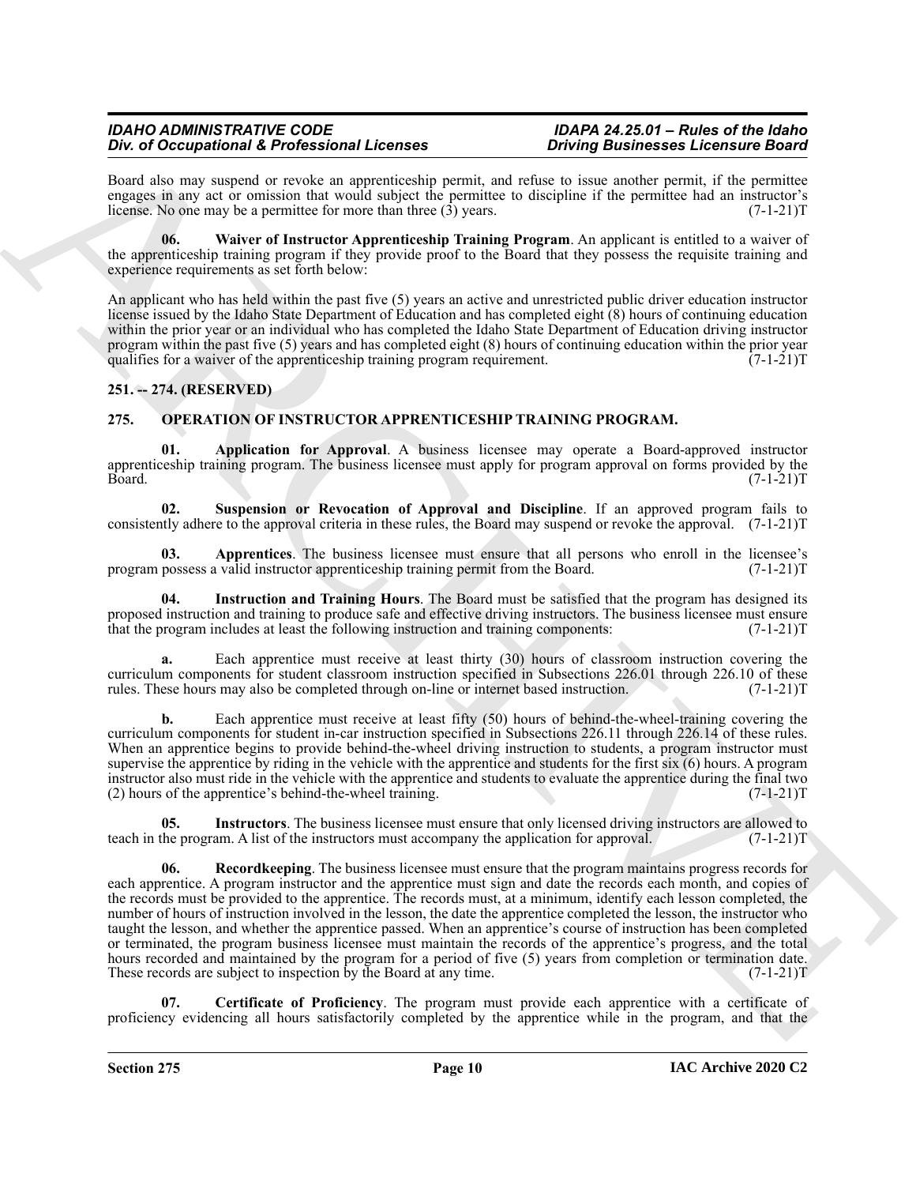Board also may suspend or revoke an apprenticeship permit, and refuse to issue another permit, if the permittee engages in any act or omission that would subject the permittee to discipline if the permittee had an instructor's license. No one may be a permittee for more than three (3) years. (7-1-21)T

**06. Waiver of Instructor Apprenticeship Training Program**. An applicant is entitled to a waiver of the apprenticeship training program if they provide proof to the Board that they possess the requisite training and experience requirements as set forth below:

An applicant who has held within the past five (5) years an active and unrestricted public driver education instructor license issued by the Idaho State Department of Education and has completed eight (8) hours of continuing education within the prior year or an individual who has completed the Idaho State Department of Education driving instructor program within the past five (5) years and has completed eight (8) hours of continuing education within the prior year qualifies for a waiver of the apprenticeship training program requirement. (7-1-21)T

## 251. -- 274. (RESERVED)

## 275. OPERATION OF INSTRUCTOR APPRENTICESHIP TRAINING PROGRAM.

**01. Application for Approval**. A business licensee may operate a Board-approved instructor apprenticeship training program. The business licensee must apply for program approval on forms provided by the Board. (7-1-21)T

**02. Suspension or Revocation of Approval and Discipline**. If an approved program fails to consistently adhere to the approval criteria in these rules, the Board may suspend or revoke the approval. (7-1-21)T

**03. Apprentices**. The business licensee must ensure that all persons who enroll in the licensee's program possess a valid instructor apprenticeship training permit from the Board. (7-1-21)T

**04. Instruction and Training Hours**. The Board must be satisfied that the program has designed its proposed instruction and training to produce safe and effective driving instructors. The business licensee must ensure that the program includes at least the following instruction and training components: (7-1-21)T

**a.** Each apprentice must receive at least thirty (30) hours of classroom instruction covering the curriculum components for student classroom instruction specified in Subsections 226.01 through 226.10 of these rules. These hours may also be completed through on-line or internet based instruction. (7-1-21)T

**b.** Each apprentice must receive at least fifty (50) hours of behind-the-wheel-training covering the curriculum components for student in-car instruction specified in Subsections 226.11 through 226.14 of these rules. When an apprentice begins to provide behind-the-wheel driving instruction to students, a program instructor must supervise the apprentice by riding in the vehicle with the apprentice and students for the first six (6) hours. A program instructor also must ride in the vehicle with the apprentice and students to evaluate the apprentice during the final two (2) hours of the apprentice's behind-the-wheel training. (7-1-21)T

**05. Instructors**. The business licensee must ensure that only licensed driving instructors are allowed to teach in the program. A list of the instructors must accompany the application for approval. (7-1-21)T

**06. Recordkeeping**. The business licensee must ensure that the program maintains progress records for each apprentice. A program instructor and the apprentice must sign and date the records each month, and copies of the records must be provided to the apprentice. The records must, at a minimum, identify each lesson completed, the number of hours of instruction involved in the lesson, the date the apprentice completed the lesson, the instructor who taught the lesson, and whether the apprentice passed. When an apprentice's course of instruction has been completed or terminated, the program business licensee must maintain the records of the apprentice's progress, and the total hours recorded and maintained by the program for a period of five (5) years from completion or termination date. These records are subject to inspection by the Board at any time. (7-1-21)T

**07. Certificate of Proficiency**. The program must provide each apprentice with a certificate of proficiency evidencing all hours satisfactorily completed by the apprentice while in the program, and that the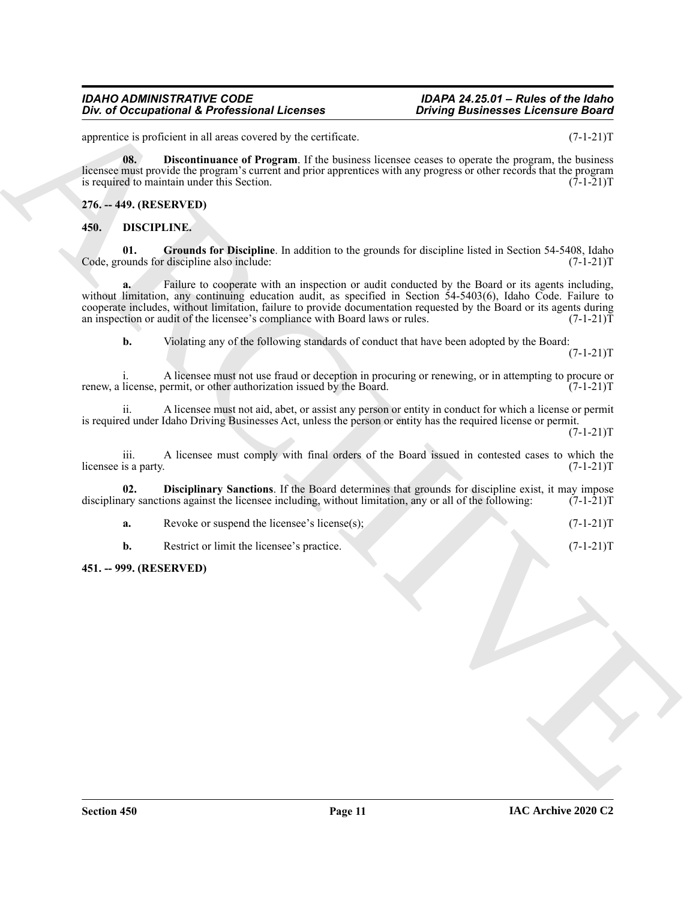apprentice is proficient in all areas covered by the certificate. (7-1-21)T

**08. Discontinuance of Program**. If the business licensee ceases to operate the program, the business licensee must provide the program's current and prior apprentices with any progress or other records that the program is required to maintain under this Section. (7-1-21)T

**276. -- 449. (RESERVED)**

**450. DISCIPLINE.**

**01. Grounds for Discipline**. In addition to the grounds for discipline listed in Section 54-5408, Idaho Code, grounds for discipline also include: (7-1-21)T

**a.** Failure to cooperate with an inspection or audit conducted by the Board or its agents including, without limitation, any continuing education audit, as specified in Section 54-5403(6), Idaho Code. Failure to cooperate includes, without limitation, failure to provide documentation requested by the Board or its agents during an inspection or audit of the licensee's compliance with Board laws or rules. (7-1-21)T

**b.** Violating any of the following standards of conduct that have been adopted by the Board: (7-1-21)T

i. A licensee must not use fraud or deception in procuring or renewing, or in attempting to procure or renew, a license, permit, or other authorization issued by the Board. (7-1-21)T

ii. A licensee must not aid, abet, or assist any person or entity in conduct for which a license or permit is required under Idaho Driving Businesses Act, unless the person or entity has the required license or permit. (7-1-21)T

iii. A licensee must comply with final orders of the Board issued in contested cases to which the licensee is a party. (7-1-21)T

**02. Disciplinary Sanctions**. If the Board determines that grounds for discipline exist, it may impose disciplinary sanctions against the licensee including, without limitation, any or all of the following: (7-1-21)T

**a.** Revoke or suspend the licensee's license(s); (7-1-21)T

**b.** Restrict or limit the licensee's practice. (7-1-21)T

**451. -- 999. (RESERVED)**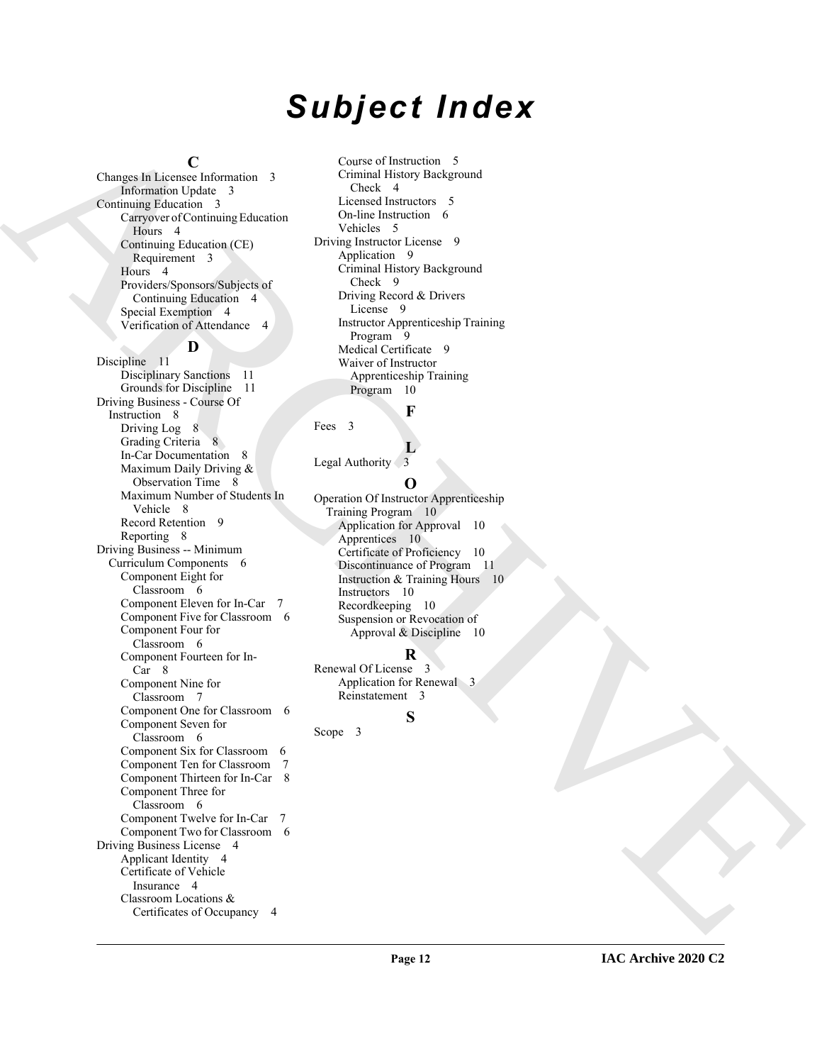# Subject Index

**C**

Changes In Licensee Information 3
- Information Update 3

Continuing Education 3
- Carryover of Continuing Education Hours 4
- Continuing Education (CE) Requirement 3
- Hours 4
- Providers/Sponsors/Subjects of Continuing Education 4
- Special Exemption 4
- Verification of Attendance 4

**D**

Discipline 11
- Disciplinary Sanctions 11
- Grounds for Discipline 11

Driving Business - Course Of Instruction 8
- Driving Log 8
- Grading Criteria 8
- In-Car Documentation 8
- Maximum Daily Driving & Observation Time 8
- Maximum Number of Students In Vehicle 8
- Record Retention 9
- Reporting 8

Driving Business -- Minimum Curriculum Components 6
- Component Eight for Classroom 6
- Component Eleven for In-Car 7
- Component Five for Classroom 6
- Component Four for Classroom 6
- Component Fourteen for In-Car 8
- Component Nine for Classroom 7
- Component One for Classroom 6
- Component Seven for Classroom 6
- Component Six for Classroom 6
- Component Ten for Classroom 7
- Component Thirteen for In-Car 8
- Component Three for Classroom 6
- Component Twelve for In-Car 7
- Component Two for Classroom 6

Driving Business License 4
- Applicant Identity 4
- Certificate of Vehicle Insurance 4
- Classroom Locations & Certificates of Occupancy 4
- Course of Instruction 5
- Criminal History Background Check 4
- Licensed Instructors 5
- On-line Instruction 6
- Vehicles 5

Driving Instructor License 9
- Application 9
- Criminal History Background Check 9
- Driving Record & Drivers License 9
- Instructor Apprenticeship Training Program 9
- Medical Certificate 9
- Waiver of Instructor Apprenticeship Training Program 10

**F**

Fees 3

**L**

Legal Authority 3

**O**

Operation Of Instructor Apprenticeship Training Program 10
- Application for Approval 10
- Apprentices 10
- Certificate of Proficiency 10
- Discontinuance of Program 11
- Instruction & Training Hours 10
- Instructors 10
- Recordkeeping 10
- Suspension or Revocation of Approval & Discipline 10

**R**

Renewal Of License 3
- Application for Renewal 3
- Reinstatement 3

**S**

Scope 3